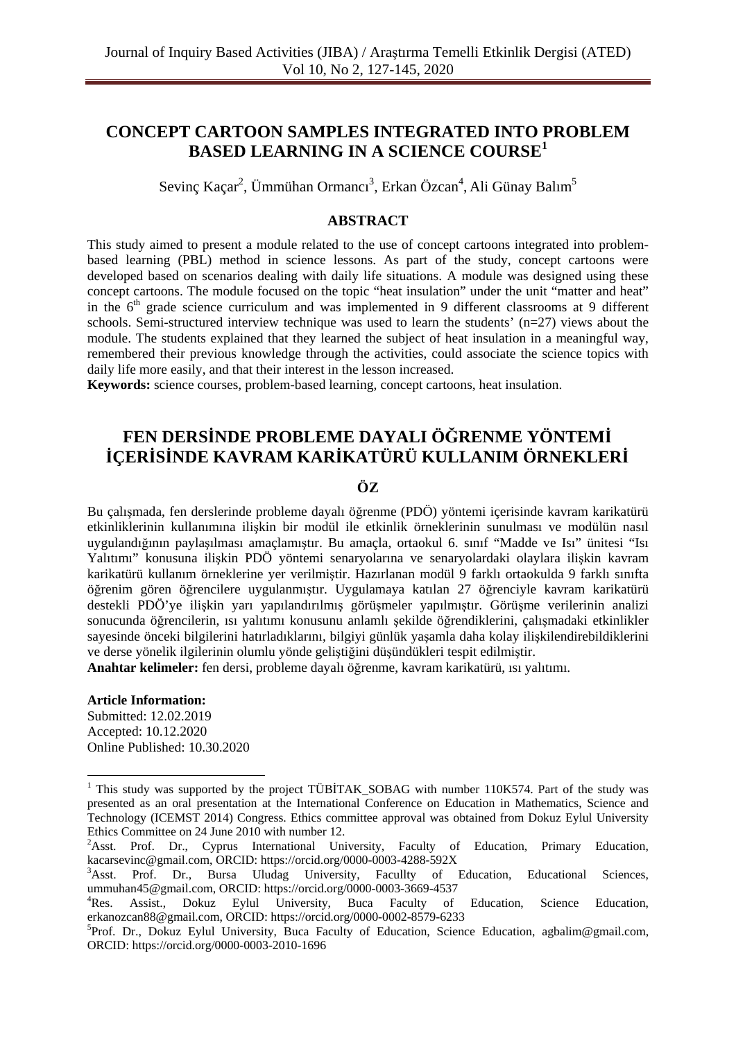# CONCEPT CARTOON SAMPLES INTEGRATED INTO PROBLEM BASED LEARNING IN A SCIENCE COURSE[1]

Sevinç Kaçar[2], Ümmühan Ormancı[3], Erkan Özcan[4], Ali Günay Balım[5]

## ABSTRACT

This study aimed to present a module related to the use of concept cartoons integrated into problem-based learning (PBL) method in science lessons. As part of the study, concept cartoons were developed based on scenarios dealing with daily life situations. A module was designed using these concept cartoons. The module focused on the topic "heat insulation" under the unit "matter and heat" in the 6th grade science curriculum and was implemented in 9 different classrooms at 9 different schools. Semi-structured interview technique was used to learn the students' (n=27) views about the module. The students explained that they learned the subject of heat insulation in a meaningful way, remembered their previous knowledge through the activities, could associate the science topics with daily life more easily, and that their interest in the lesson increased.

**Keywords:** science courses, problem-based learning, concept cartoons, heat insulation.

# FEN DERSİNDE PROBLEME DAYALI ÖĞRENME YÖNTEMİ İÇERİSİNDE KAVRAM KARİKATÜRÜ KULLANIM ÖRNEKLERİ

## ÖZ

Bu çalışmada, fen derslerinde probleme dayalı öğrenme (PDÖ) yöntemi içerisinde kavram karikatürü etkinliklerinin kullanımına ilişkin bir modül ile etkinlik örneklerinin sunulması ve modülün nasıl uygulandığının paylaşılması amaçlanmıştır. Bu amaçla, ortaokul 6. sınıf "Madde ve Isı" ünitesi "Isı Yalıtımı" konusuna ilişkin PDÖ yöntemi senaryolarına ve senaryolardaki olaylara ilişkin kavram karikatürü kullanım örneklerine yer verilmiştir. Hazırlanan modül 9 farklı ortaokulda 9 farklı sınıfta öğrenim gören öğrencilere uygulanmıştır. Uygulamaya katılan 27 öğrenciyle kavram karikatürü destekli PDÖ'ye ilişkin yarı yapılandırılmış görüşmeler yapılmıştır. Görüşme verilerinin analizi sonucunda öğrencilerin, ısı yalıtımı konusunu anlamlı şekilde öğrendiklerini, çalışmadaki etkinlikler sayesinde önceki bilgilerini hatırladıklarını, bilgiyi günlük yaşamla daha kolay ilişkilendirebildiklerini ve derse yönelik ilgilerinin olumlu yönde geliştiğini düşündükleri tespit edilmiştir.

**Anahtar kelimeler:** fen dersi, probleme dayalı öğrenme, kavram karikatürü, ısı yalıtımı.

**Article Information:**
Submitted: 12.02.2019
Accepted: 10.12.2020
Online Published: 10.30.2020

---

[1] This study was supported by the project TÜBİTAK_SOBAG with number 110K574. Part of the study was presented as an oral presentation at the International Conference on Education in Mathematics, Science and Technology (ICEMST 2014) Congress. Ethics committee approval was obtained from Dokuz Eylul University Ethics Committee on 24 June 2010 with number 12.

[2] Asst. Prof. Dr., Cyprus International University, Faculty of Education, Primary Education, kacarsevinc@gmail.com, ORCID: https://orcid.org/0000-0003-4288-592X

[3] Asst. Prof. Dr., Bursa Uludag University, Facullty of Education, Educational Sciences, ummuhan45@gmail.com, ORCID: https://orcid.org/0000-0003-3669-4537

[4] Res. Assist., Dokuz Eylul University, Buca Faculty of Education, Science Education, erkanozcan88@gmail.com, ORCID: https://orcid.org/0000-0002-8579-6233

[5] Prof. Dr., Dokuz Eylul University, Buca Faculty of Education, Science Education, agbalim@gmail.com, ORCID: https://orcid.org/0000-0003-2010-1696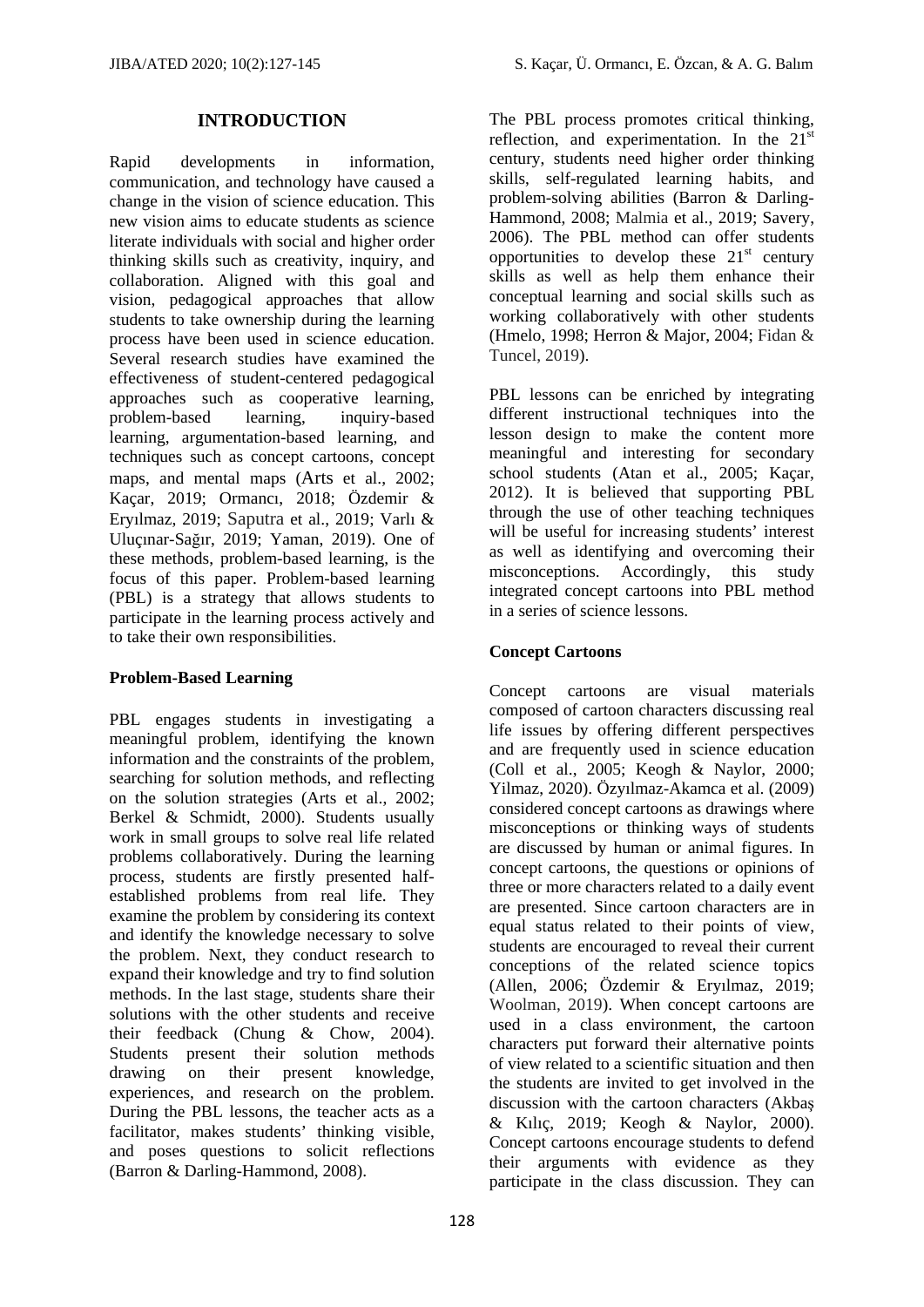## INTRODUCTION

Rapid developments in information, communication, and technology have caused a change in the vision of science education. This new vision aims to educate students as science literate individuals with social and higher order thinking skills such as creativity, inquiry, and collaboration. Aligned with this goal and vision, pedagogical approaches that allow students to take ownership during the learning process have been used in science education. Several research studies have examined the effectiveness of student-centered pedagogical approaches such as cooperative learning, problem-based learning, inquiry-based learning, argumentation-based learning, and techniques such as concept cartoons, concept maps, and mental maps (Arts et al., 2002; Kaçar, 2019; Ormancı, 2018; Özdemir & Eryılmaz, 2019; Saputra et al., 2019; Varlı & Uluçınar-Sağır, 2019; Yaman, 2019). One of these methods, problem-based learning, is the focus of this paper. Problem-based learning (PBL) is a strategy that allows students to participate in the learning process actively and to take their own responsibilities.

### Problem-Based Learning

PBL engages students in investigating a meaningful problem, identifying the known information and the constraints of the problem, searching for solution methods, and reflecting on the solution strategies (Arts et al., 2002; Berkel & Schmidt, 2000). Students usually work in small groups to solve real life related problems collaboratively. During the learning process, students are firstly presented half-established problems from real life. They examine the problem by considering its context and identify the knowledge necessary to solve the problem. Next, they conduct research to expand their knowledge and try to find solution methods. In the last stage, students share their solutions with the other students and receive their feedback (Chung & Chow, 2004). Students present their solution methods drawing on their present knowledge, experiences, and research on the problem. During the PBL lessons, the teacher acts as a facilitator, makes students' thinking visible, and poses questions to solicit reflections (Barron & Darling-Hammond, 2008).

The PBL process promotes critical thinking, reflection, and experimentation. In the 21st century, students need higher order thinking skills, self-regulated learning habits, and problem-solving abilities (Barron & Darling-Hammond, 2008; Malmia et al., 2019; Savery, 2006). The PBL method can offer students opportunities to develop these 21st century skills as well as help them enhance their conceptual learning and social skills such as working collaboratively with other students (Hmelo, 1998; Herron & Major, 2004; Fidan & Tuncel, 2019).

PBL lessons can be enriched by integrating different instructional techniques into the lesson design to make the content more meaningful and interesting for secondary school students (Atan et al., 2005; Kaçar, 2012). It is believed that supporting PBL through the use of other teaching techniques will be useful for increasing students' interest as well as identifying and overcoming their misconceptions. Accordingly, this study integrated concept cartoons into PBL method in a series of science lessons.

### Concept Cartoons

Concept cartoons are visual materials composed of cartoon characters discussing real life issues by offering different perspectives and are frequently used in science education (Coll et al., 2005; Keogh & Naylor, 2000; Yilmaz, 2020). Özyılmaz-Akamca et al. (2009) considered concept cartoons as drawings where misconceptions or thinking ways of students are discussed by human or animal figures. In concept cartoons, the questions or opinions of three or more characters related to a daily event are presented. Since cartoon characters are in equal status related to their points of view, students are encouraged to reveal their current conceptions of the related science topics (Allen, 2006; Özdemir & Eryılmaz, 2019; Woolman, 2019). When concept cartoons are used in a class environment, the cartoon characters put forward their alternative points of view related to a scientific situation and then the students are invited to get involved in the discussion with the cartoon characters (Akbaş & Kılıç, 2019; Keogh & Naylor, 2000). Concept cartoons encourage students to defend their arguments with evidence as they participate in the class discussion. They can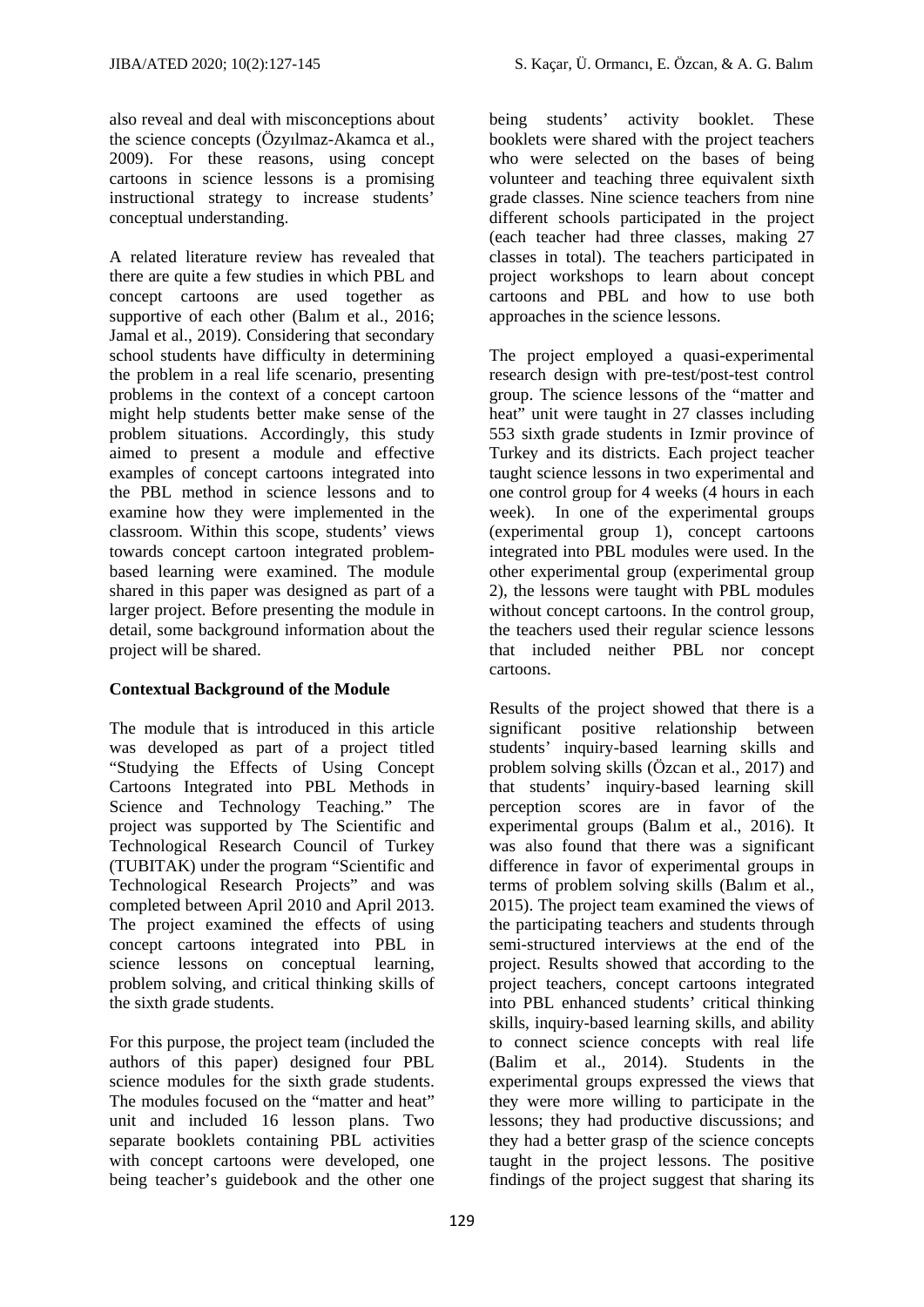also reveal and deal with misconceptions about the science concepts (Özyılmaz-Akamca et al., 2009). For these reasons, using concept cartoons in science lessons is a promising instructional strategy to increase students' conceptual understanding.

A related literature review has revealed that there are quite a few studies in which PBL and concept cartoons are used together as supportive of each other (Balım et al., 2016; Jamal et al., 2019). Considering that secondary school students have difficulty in determining the problem in a real life scenario, presenting problems in the context of a concept cartoon might help students better make sense of the problem situations. Accordingly, this study aimed to present a module and effective examples of concept cartoons integrated into the PBL method in science lessons and to examine how they were implemented in the classroom. Within this scope, students' views towards concept cartoon integrated problem-based learning were examined. The module shared in this paper was designed as part of a larger project. Before presenting the module in detail, some background information about the project will be shared.

**Contextual Background of the Module**

The module that is introduced in this article was developed as part of a project titled "Studying the Effects of Using Concept Cartoons Integrated into PBL Methods in Science and Technology Teaching." The project was supported by The Scientific and Technological Research Council of Turkey (TUBITAK) under the program "Scientific and Technological Research Projects" and was completed between April 2010 and April 2013. The project examined the effects of using concept cartoons integrated into PBL in science lessons on conceptual learning, problem solving, and critical thinking skills of the sixth grade students.

For this purpose, the project team (included the authors of this paper) designed four PBL science modules for the sixth grade students. The modules focused on the "matter and heat" unit and included 16 lesson plans. Two separate booklets containing PBL activities with concept cartoons were developed, one being teacher's guidebook and the other one being students' activity booklet. These booklets were shared with the project teachers who were selected on the bases of being volunteer and teaching three equivalent sixth grade classes. Nine science teachers from nine different schools participated in the project (each teacher had three classes, making 27 classes in total). The teachers participated in project workshops to learn about concept cartoons and PBL and how to use both approaches in the science lessons.

The project employed a quasi-experimental research design with pre-test/post-test control group. The science lessons of the "matter and heat" unit were taught in 27 classes including 553 sixth grade students in Izmir province of Turkey and its districts. Each project teacher taught science lessons in two experimental and one control group for 4 weeks (4 hours in each week). In one of the experimental groups (experimental group 1), concept cartoons integrated into PBL modules were used. In the other experimental group (experimental group 2), the lessons were taught with PBL modules without concept cartoons. In the control group, the teachers used their regular science lessons that included neither PBL nor concept cartoons.

Results of the project showed that there is a significant positive relationship between students' inquiry-based learning skills and problem solving skills (Özcan et al., 2017) and that students' inquiry-based learning skill perception scores are in favor of the experimental groups (Balım et al., 2016). It was also found that there was a significant difference in favor of experimental groups in terms of problem solving skills (Balım et al., 2015). The project team examined the views of the participating teachers and students through semi-structured interviews at the end of the project. Results showed that according to the project teachers, concept cartoons integrated into PBL enhanced students' critical thinking skills, inquiry-based learning skills, and ability to connect science concepts with real life (Balim et al., 2014). Students in the experimental groups expressed the views that they were more willing to participate in the lessons; they had productive discussions; and they had a better grasp of the science concepts taught in the project lessons. The positive findings of the project suggest that sharing its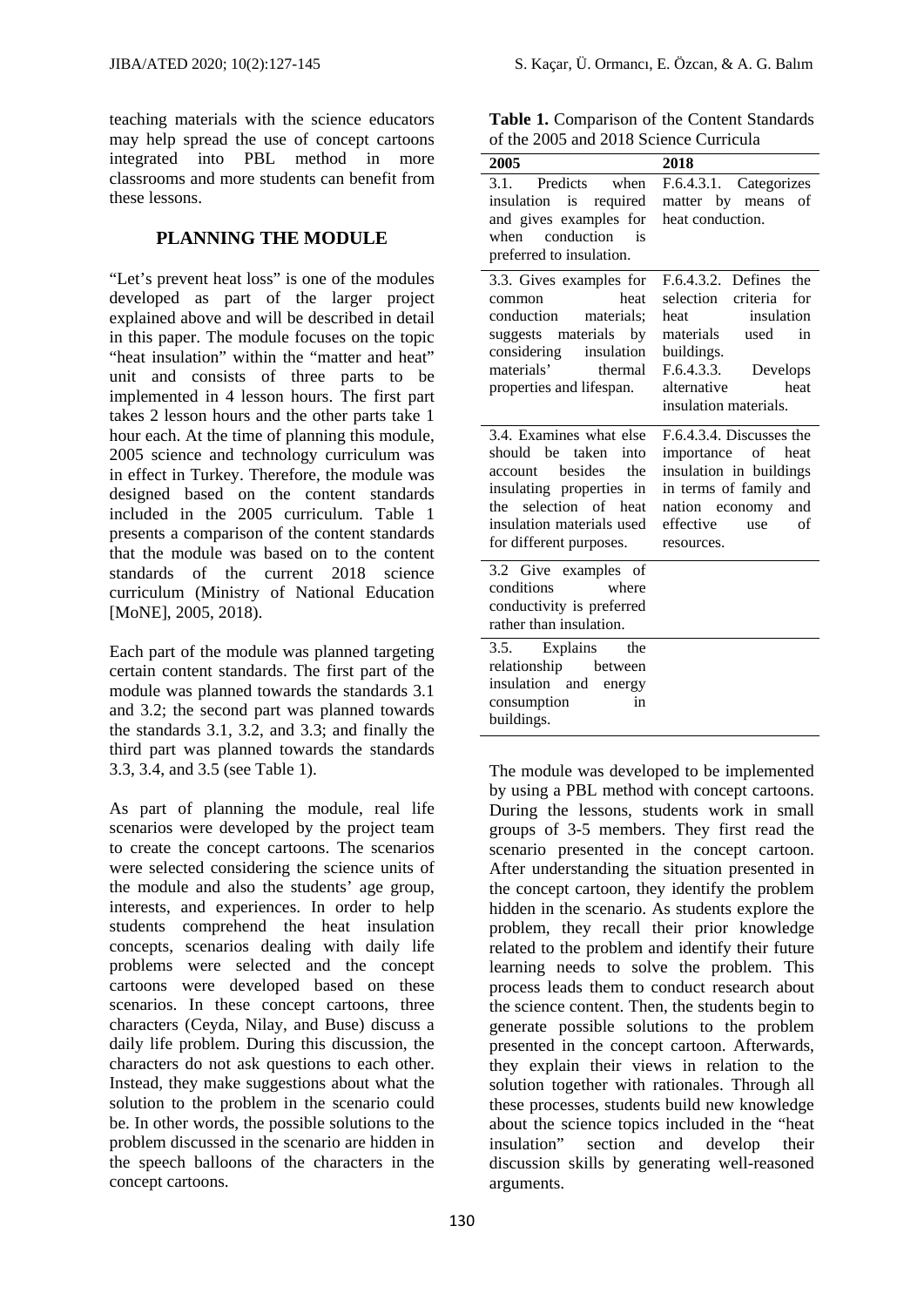teaching materials with the science educators may help spread the use of concept cartoons integrated into PBL method in more classrooms and more students can benefit from these lessons.

## PLANNING THE MODULE

"Let's prevent heat loss" is one of the modules developed as part of the larger project explained above and will be described in detail in this paper. The module focuses on the topic "heat insulation" within the "matter and heat" unit and consists of three parts to be implemented in 4 lesson hours. The first part takes 2 lesson hours and the other parts take 1 hour each. At the time of planning this module, 2005 science and technology curriculum was in effect in Turkey. Therefore, the module was designed based on the content standards included in the 2005 curriculum. Table 1 presents a comparison of the content standards that the module was based on to the content standards of the current 2018 science curriculum (Ministry of National Education [MoNE], 2005, 2018).

Each part of the module was planned targeting certain content standards. The first part of the module was planned towards the standards 3.1 and 3.2; the second part was planned towards the standards 3.1, 3.2, and 3.3; and finally the third part was planned towards the standards 3.3, 3.4, and 3.5 (see Table 1).

As part of planning the module, real life scenarios were developed by the project team to create the concept cartoons. The scenarios were selected considering the science units of the module and also the students' age group, interests, and experiences. In order to help students comprehend the heat insulation concepts, scenarios dealing with daily life problems were selected and the concept cartoons were developed based on these scenarios. In these concept cartoons, three characters (Ceyda, Nilay, and Buse) discuss a daily life problem. During this discussion, the characters do not ask questions to each other. Instead, they make suggestions about what the solution to the problem in the scenario could be. In other words, the possible solutions to the problem discussed in the scenario are hidden in the speech balloons of the characters in the concept cartoons.

**Table 1.** Comparison of the Content Standards of the 2005 and 2018 Science Curricula

| 2005 | 2018 |
|---|---|
| 3.1. Predicts when insulation is required and gives examples for when conduction is preferred to insulation. | F.6.4.3.1. Categorizes matter by means of heat conduction. |
| 3.3. Gives examples for common heat conduction materials; suggests materials by considering insulation materials' thermal properties and lifespan. | F.6.4.3.2. Defines the selection criteria for heat insulation materials used in buildings. F.6.4.3.3. Develops alternative heat insulation materials. |
| 3.4. Examines what else should be taken into account besides the insulating properties in the selection of heat insulation materials used for different purposes. | F.6.4.3.4. Discusses the importance of heat insulation in buildings in terms of family and nation economy and effective use of resources. |
| 3.2 Give examples of conditions where conductivity is preferred rather than insulation. | |
| 3.5. Explains the relationship between insulation and energy consumption in buildings. | |

The module was developed to be implemented by using a PBL method with concept cartoons. During the lessons, students work in small groups of 3-5 members. They first read the scenario presented in the concept cartoon. After understanding the situation presented in the concept cartoon, they identify the problem hidden in the scenario. As students explore the problem, they recall their prior knowledge related to the problem and identify their future learning needs to solve the problem. This process leads them to conduct research about the science content. Then, the students begin to generate possible solutions to the problem presented in the concept cartoon. Afterwards, they explain their views in relation to the solution together with rationales. Through all these processes, students build new knowledge about the science topics included in the "heat insulation" section and develop their discussion skills by generating well-reasoned arguments.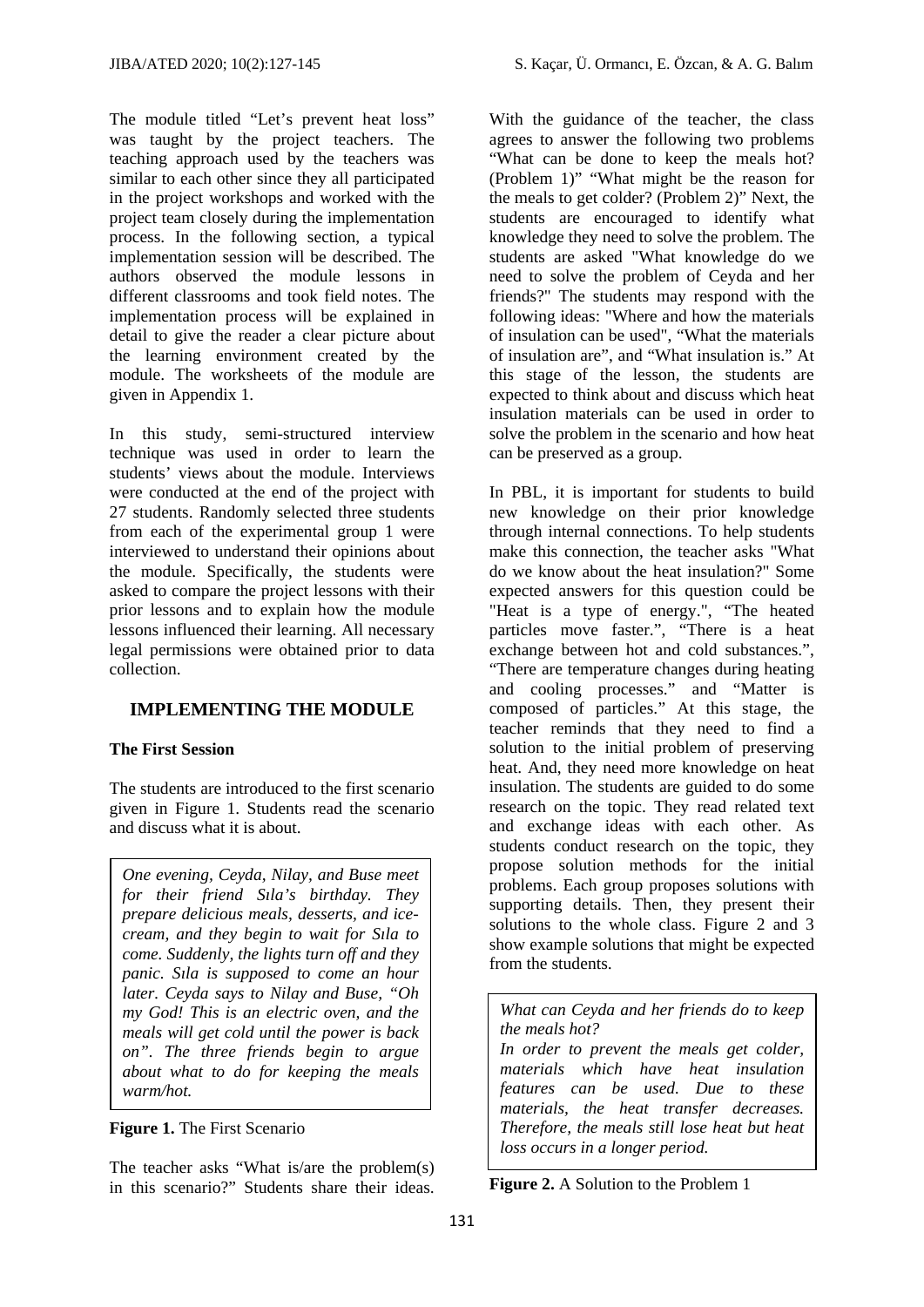The module titled "Let's prevent heat loss" was taught by the project teachers. The teaching approach used by the teachers was similar to each other since they all participated in the project workshops and worked with the project team closely during the implementation process. In the following section, a typical implementation session will be described. The authors observed the module lessons in different classrooms and took field notes. The implementation process will be explained in detail to give the reader a clear picture about the learning environment created by the module. The worksheets of the module are given in Appendix 1.

In this study, semi-structured interview technique was used in order to learn the students' views about the module. Interviews were conducted at the end of the project with 27 students. Randomly selected three students from each of the experimental group 1 were interviewed to understand their opinions about the module. Specifically, the students were asked to compare the project lessons with their prior lessons and to explain how the module lessons influenced their learning. All necessary legal permissions were obtained prior to data collection.

## IMPLEMENTING THE MODULE

### The First Session

The students are introduced to the first scenario given in Figure 1. Students read the scenario and discuss what it is about.

*One evening, Ceyda, Nilay, and Buse meet for their friend Sıla's birthday. They prepare delicious meals, desserts, and ice-cream, and they begin to wait for Sıla to come. Suddenly, the lights turn off and they panic. Sıla is supposed to come an hour later. Ceyda says to Nilay and Buse, "Oh my God! This is an electric oven, and the meals will get cold until the power is back on". The three friends begin to argue about what to do for keeping the meals warm/hot.*

**Figure 1.** The First Scenario

The teacher asks "What is/are the problem(s) in this scenario?" Students share their ideas. With the guidance of the teacher, the class agrees to answer the following two problems "What can be done to keep the meals hot? (Problem 1)" "What might be the reason for the meals to get colder? (Problem 2)" Next, the students are encouraged to identify what knowledge they need to solve the problem. The students are asked "What knowledge do we need to solve the problem of Ceyda and her friends?" The students may respond with the following ideas: "Where and how the materials of insulation can be used", "What the materials of insulation are", and "What insulation is." At this stage of the lesson, the students are expected to think about and discuss which heat insulation materials can be used in order to solve the problem in the scenario and how heat can be preserved as a group.

In PBL, it is important for students to build new knowledge on their prior knowledge through internal connections. To help students make this connection, the teacher asks "What do we know about the heat insulation?" Some expected answers for this question could be "Heat is a type of energy.", "The heated particles move faster.", "There is a heat exchange between hot and cold substances.", "There are temperature changes during heating and cooling processes." and "Matter is composed of particles." At this stage, the teacher reminds that they need to find a solution to the initial problem of preserving heat. And, they need more knowledge on heat insulation. The students are guided to do some research on the topic. They read related text and exchange ideas with each other. As students conduct research on the topic, they propose solution methods for the initial problems. Each group proposes solutions with supporting details. Then, they present their solutions to the whole class. Figure 2 and 3 show example solutions that might be expected from the students.

*What can Ceyda and her friends do to keep the meals hot?*
*In order to prevent the meals get colder, materials which have heat insulation features can be used. Due to these materials, the heat transfer decreases. Therefore, the meals still lose heat but heat loss occurs in a longer period.*

**Figure 2.** A Solution to the Problem 1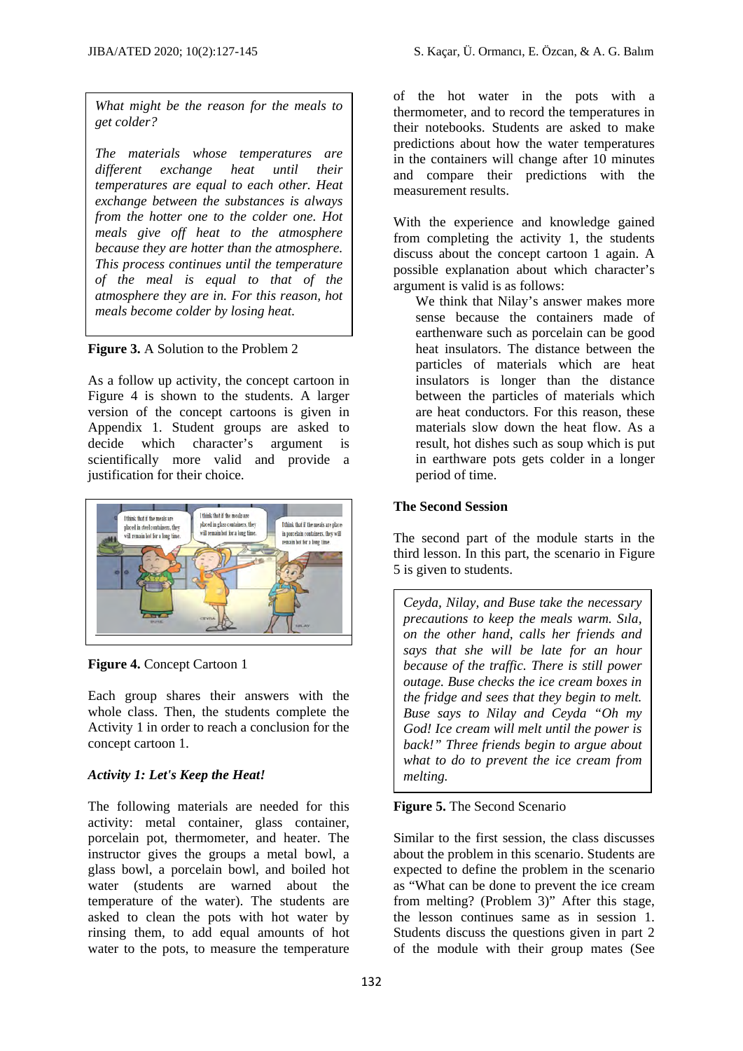*What might be the reason for the meals to get colder?*

*The materials whose temperatures are different exchange heat until their temperatures are equal to each other. Heat exchange between the substances is always from the hotter one to the colder one. Hot meals give off heat to the atmosphere because they are hotter than the atmosphere. This process continues until the temperature of the meal is equal to that of the atmosphere they are in. For this reason, hot meals become colder by losing heat.*

**Figure 3.** A Solution to the Problem 2

As a follow up activity, the concept cartoon in Figure 4 is shown to the students. A larger version of the concept cartoons is given in Appendix 1. Student groups are asked to decide which character's argument is scientifically more valid and provide a justification for their choice.

**Figure 4.** Concept Cartoon 1

Each group shares their answers with the whole class. Then, the students complete the Activity 1 in order to reach a conclusion for the concept cartoon 1.

### *Activity 1: Let's Keep the Heat!*

The following materials are needed for this activity: metal container, glass container, porcelain pot, thermometer, and heater. The instructor gives the groups a metal bowl, a glass bowl, a porcelain bowl, and boiled hot water (students are warned about the temperature of the water). The students are asked to clean the pots with hot water by rinsing them, to add equal amounts of hot water to the pots, to measure the temperature of the hot water in the pots with a thermometer, and to record the temperatures in their notebooks. Students are asked to make predictions about how the water temperatures in the containers will change after 10 minutes and compare their predictions with the measurement results.

With the experience and knowledge gained from completing the activity 1, the students discuss about the concept cartoon 1 again. A possible explanation about which character's argument is valid is as follows:

> We think that Nilay's answer makes more sense because the containers made of earthenware such as porcelain can be good heat insulators. The distance between the particles of materials which are heat insulators is longer than the distance between the particles of materials which are heat conductors. For this reason, these materials slow down the heat flow. As a result, hot dishes such as soup which is put in earthware pots gets colder in a longer period of time.

### The Second Session

The second part of the module starts in the third lesson. In this part, the scenario in Figure 5 is given to students.

*Ceyda, Nilay, and Buse take the necessary precautions to keep the meals warm. Sıla, on the other hand, calls her friends and says that she will be late for an hour because of the traffic. There is still power outage. Buse checks the ice cream boxes in the fridge and sees that they begin to melt. Buse says to Nilay and Ceyda "Oh my God! Ice cream will melt until the power is back!" Three friends begin to argue about what to do to prevent the ice cream from melting.*

**Figure 5.** The Second Scenario

Similar to the first session, the class discusses about the problem in this scenario. Students are expected to define the problem in the scenario as "What can be done to prevent the ice cream from melting? (Problem 3)" After this stage, the lesson continues same as in session 1. Students discuss the questions given in part 2 of the module with their group mates (See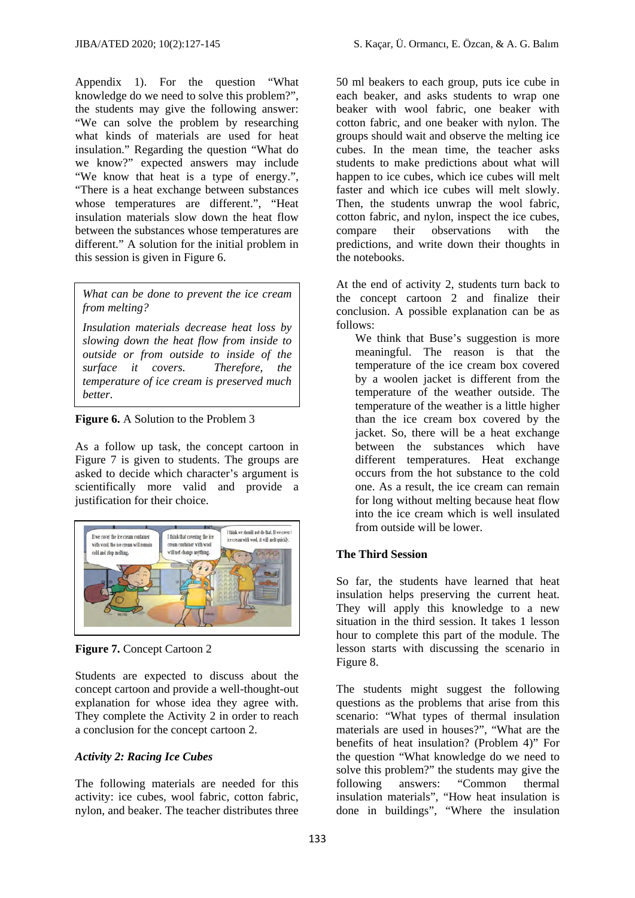Appendix 1). For the question "What knowledge do we need to solve this problem?", the students may give the following answer: "We can solve the problem by researching what kinds of materials are used for heat insulation." Regarding the question "What do we know?" expected answers may include "We know that heat is a type of energy.", "There is a heat exchange between substances whose temperatures are different.", "Heat insulation materials slow down the heat flow between the substances whose temperatures are different." A solution for the initial problem in this session is given in Figure 6.

> *What can be done to prevent the ice cream from melting?*
>
> *Insulation materials decrease heat loss by slowing down the heat flow from inside to outside or from outside to inside of the surface it covers. Therefore, the temperature of ice cream is preserved much better.*

**Figure 6.** A Solution to the Problem 3

As a follow up task, the concept cartoon in Figure 7 is given to students. The groups are asked to decide which character's argument is scientifically more valid and provide a justification for their choice.

**Figure 7.** Concept Cartoon 2

Students are expected to discuss about the concept cartoon and provide a well-thought-out explanation for whose idea they agree with. They complete the Activity 2 in order to reach a conclusion for the concept cartoon 2.

***Activity 2: Racing Ice Cubes***

The following materials are needed for this activity: ice cubes, wool fabric, cotton fabric, nylon, and beaker. The teacher distributes three 50 ml beakers to each group, puts ice cube in each beaker, and asks students to wrap one beaker with wool fabric, one beaker with cotton fabric, and one beaker with nylon. The groups should wait and observe the melting ice cubes. In the mean time, the teacher asks students to make predictions about what will happen to ice cubes, which ice cubes will melt faster and which ice cubes will melt slowly. Then, the students unwrap the wool fabric, cotton fabric, and nylon, inspect the ice cubes, compare their observations with the predictions, and write down their thoughts in the notebooks.

At the end of activity 2, students turn back to the concept cartoon 2 and finalize their conclusion. A possible explanation can be as follows:

> We think that Buse's suggestion is more meaningful. The reason is that the temperature of the ice cream box covered by a woolen jacket is different from the temperature of the weather outside. The temperature of the weather is a little higher than the ice cream box covered by the jacket. So, there will be a heat exchange between the substances which have different temperatures. Heat exchange occurs from the hot substance to the cold one. As a result, the ice cream can remain for long without melting because heat flow into the ice cream which is well insulated from outside will be lower.

## The Third Session

So far, the students have learned that heat insulation helps preserving the current heat. They will apply this knowledge to a new situation in the third session. It takes 1 lesson hour to complete this part of the module. The lesson starts with discussing the scenario in Figure 8.

The students might suggest the following questions as the problems that arise from this scenario: "What types of thermal insulation materials are used in houses?", "What are the benefits of heat insulation? (Problem 4)" For the question "What knowledge do we need to solve this problem?" the students may give the following answers: "Common thermal insulation materials", "How heat insulation is done in buildings", "Where the insulation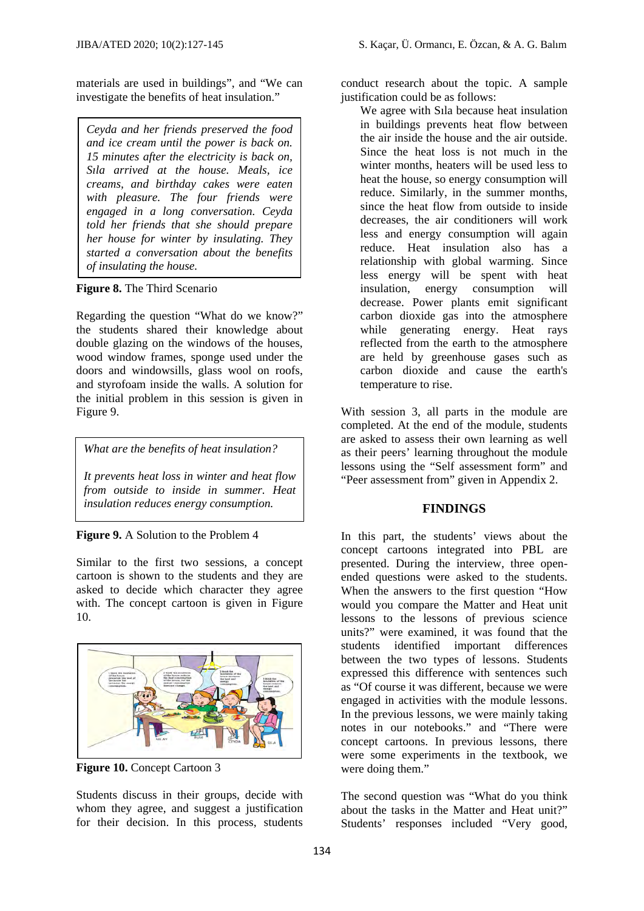materials are used in buildings", and "We can investigate the benefits of heat insulation."

> *Ceyda and her friends preserved the food and ice cream until the power is back on. 15 minutes after the electricity is back on, Sıla arrived at the house. Meals, ice creams, and birthday cakes were eaten with pleasure. The four friends were engaged in a long conversation. Ceyda told her friends that she should prepare her house for winter by insulating. They started a conversation about the benefits of insulating the house.*

**Figure 8.** The Third Scenario

Regarding the question "What do we know?" the students shared their knowledge about double glazing on the windows of the houses, wood window frames, sponge used under the doors and windowsills, glass wool on roofs, and styrofoam inside the walls. A solution for the initial problem in this session is given in Figure 9.

> *What are the benefits of heat insulation?*
>
> *It prevents heat loss in winter and heat flow from outside to inside in summer. Heat insulation reduces energy consumption.*

**Figure 9.** A Solution to the Problem 4

Similar to the first two sessions, a concept cartoon is shown to the students and they are asked to decide which character they agree with. The concept cartoon is given in Figure 10.

**Figure 10.** Concept Cartoon 3

Students discuss in their groups, decide with whom they agree, and suggest a justification for their decision. In this process, students conduct research about the topic. A sample justification could be as follows:

> We agree with Sıla because heat insulation in buildings prevents heat flow between the air inside the house and the air outside. Since the heat loss is not much in the winter months, heaters will be used less to heat the house, so energy consumption will reduce. Similarly, in the summer months, since the heat flow from outside to inside decreases, the air conditioners will work less and energy consumption will again reduce. Heat insulation also has a relationship with global warming. Since less energy will be spent with heat insulation, energy consumption will decrease. Power plants emit significant carbon dioxide gas into the atmosphere while generating energy. Heat rays reflected from the earth to the atmosphere are held by greenhouse gases such as carbon dioxide and cause the earth's temperature to rise.

With session 3, all parts in the module are completed. At the end of the module, students are asked to assess their own learning as well as their peers' learning throughout the module lessons using the "Self assessment form" and "Peer assessment from" given in Appendix 2.

## FINDINGS

In this part, the students' views about the concept cartoons integrated into PBL are presented. During the interview, three open-ended questions were asked to the students. When the answers to the first question "How would you compare the Matter and Heat unit lessons to the lessons of previous science units?" were examined, it was found that the students identified important differences between the two types of lessons. Students expressed this difference with sentences such as "Of course it was different, because we were engaged in activities with the module lessons. In the previous lessons, we were mainly taking notes in our notebooks." and "There were concept cartoons. In previous lessons, there were some experiments in the textbook, we were doing them."

The second question was "What do you think about the tasks in the Matter and Heat unit?" Students' responses included "Very good,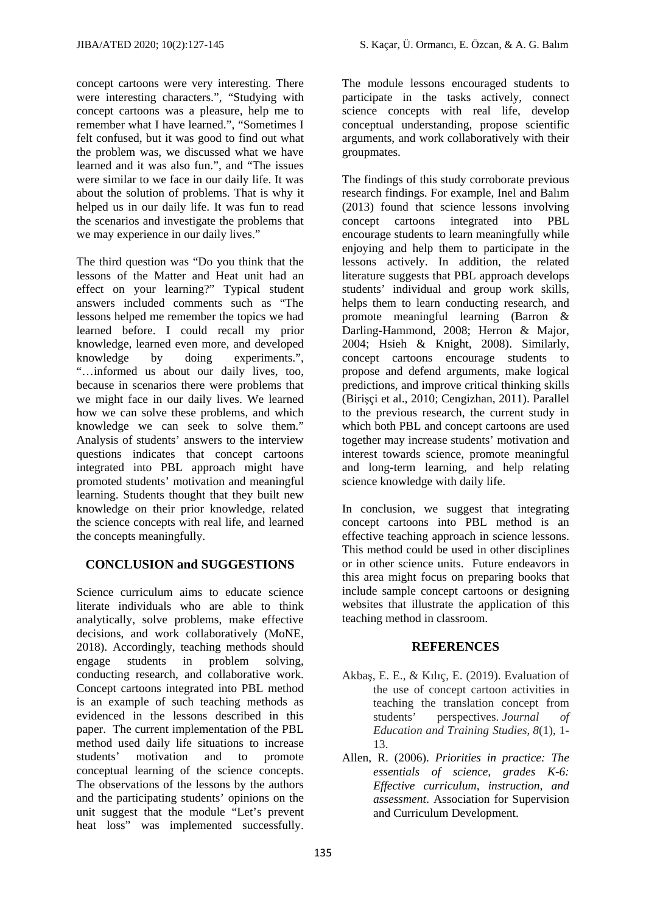concept cartoons were very interesting. There were interesting characters.", "Studying with concept cartoons was a pleasure, help me to remember what I have learned.", "Sometimes I felt confused, but it was good to find out what the problem was, we discussed what we have learned and it was also fun.", and "The issues were similar to we face in our daily life. It was about the solution of problems. That is why it helped us in our daily life. It was fun to read the scenarios and investigate the problems that we may experience in our daily lives."

The third question was "Do you think that the lessons of the Matter and Heat unit had an effect on your learning?" Typical student answers included comments such as "The lessons helped me remember the topics we had learned before. I could recall my prior knowledge, learned even more, and developed knowledge by doing experiments.", "…informed us about our daily lives, too, because in scenarios there were problems that we might face in our daily lives. We learned how we can solve these problems, and which knowledge we can seek to solve them." Analysis of students' answers to the interview questions indicates that concept cartoons integrated into PBL approach might have promoted students' motivation and meaningful learning. Students thought that they built new knowledge on their prior knowledge, related the science concepts with real life, and learned the concepts meaningfully.

## CONCLUSION and SUGGESTIONS

Science curriculum aims to educate science literate individuals who are able to think analytically, solve problems, make effective decisions, and work collaboratively (MoNE, 2018). Accordingly, teaching methods should engage students in problem solving, conducting research, and collaborative work. Concept cartoons integrated into PBL method is an example of such teaching methods as evidenced in the lessons described in this paper. The current implementation of the PBL method used daily life situations to increase students' motivation and to promote conceptual learning of the science concepts. The observations of the lessons by the authors and the participating students' opinions on the unit suggest that the module "Let's prevent heat loss" was implemented successfully. The module lessons encouraged students to participate in the tasks actively, connect science concepts with real life, develop conceptual understanding, propose scientific arguments, and work collaboratively with their groupmates.

The findings of this study corroborate previous research findings. For example, Inel and Balım (2013) found that science lessons involving concept cartoons integrated into PBL encourage students to learn meaningfully while enjoying and help them to participate in the lessons actively. In addition, the related literature suggests that PBL approach develops students' individual and group work skills, helps them to learn conducting research, and promote meaningful learning (Barron & Darling-Hammond, 2008; Herron & Major, 2004; Hsieh & Knight, 2008). Similarly, concept cartoons encourage students to propose and defend arguments, make logical predictions, and improve critical thinking skills (Birişçi et al., 2010; Cengizhan, 2011). Parallel to the previous research, the current study in which both PBL and concept cartoons are used together may increase students' motivation and interest towards science, promote meaningful and long-term learning, and help relating science knowledge with daily life.

In conclusion, we suggest that integrating concept cartoons into PBL method is an effective teaching approach in science lessons. This method could be used in other disciplines or in other science units. Future endeavors in this area might focus on preparing books that include sample concept cartoons or designing websites that illustrate the application of this teaching method in classroom.

## REFERENCES

Akbaş, E. E., & Kılıç, E. (2019). Evaluation of the use of concept cartoon activities in teaching the translation concept from students' perspectives. *Journal of Education and Training Studies*, *8*(1), 1-13.

Allen, R. (2006). *Priorities in practice: The essentials of science, grades K-6: Effective curriculum, instruction, and assessment*. Association for Supervision and Curriculum Development.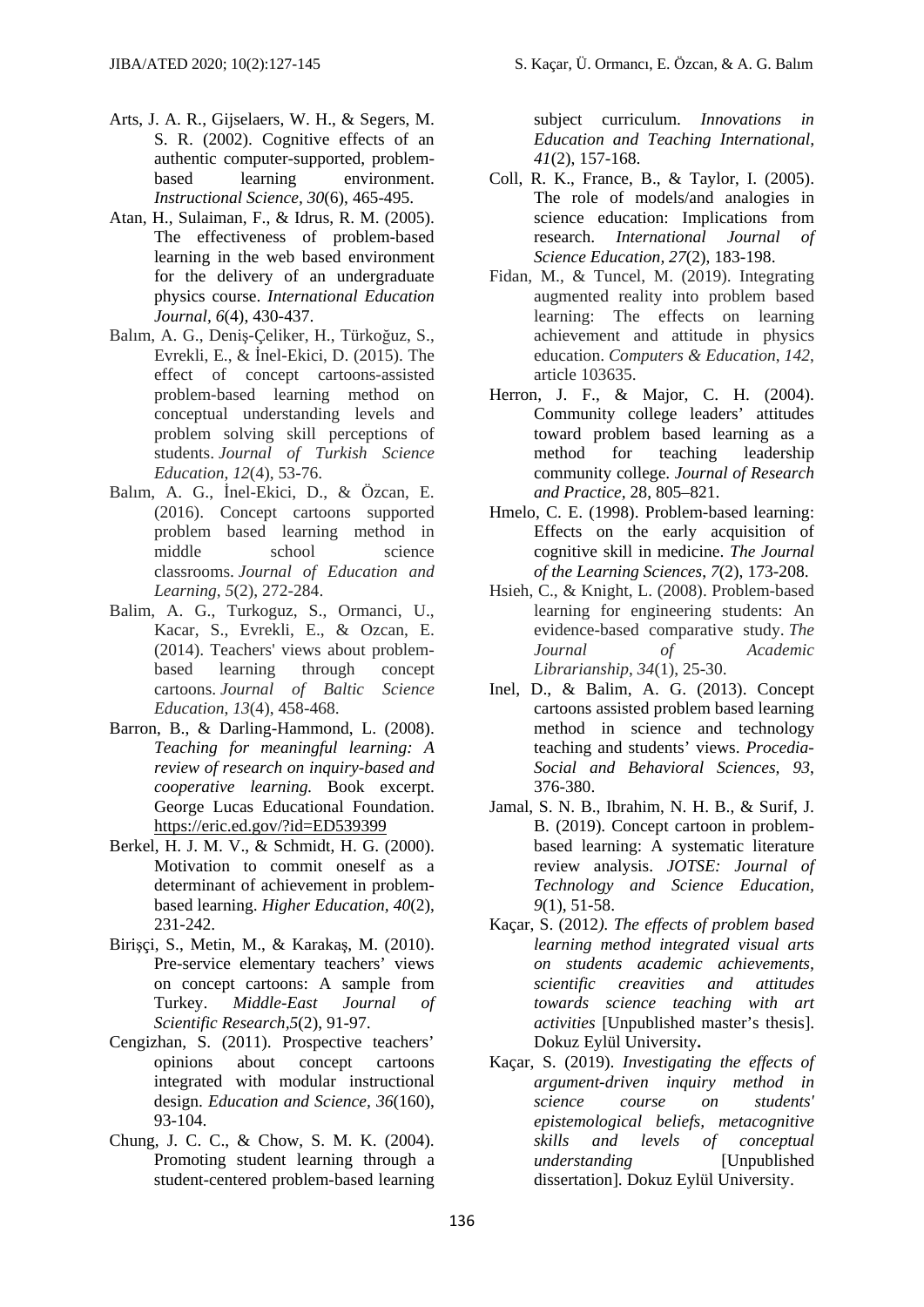Arts, J. A. R., Gijselaers, W. H., & Segers, M. S. R. (2002). Cognitive effects of an authentic computer-supported, problem-based learning environment. *Instructional Science, 30*(6), 465-495.

Atan, H., Sulaiman, F., & Idrus, R. M. (2005). The effectiveness of problem-based learning in the web based environment for the delivery of an undergraduate physics course. *International Education Journal*, *6*(4), 430-437.

Balım, A. G., Deniş-Çeliker, H., Türkoğuz, S., Evrekli, E., & İnel-Ekici, D. (2015). The effect of concept cartoons-assisted problem-based learning method on conceptual understanding levels and problem solving skill perceptions of students. *Journal of Turkish Science Education*, *12*(4), 53-76.

Balım, A. G., İnel-Ekici, D., & Özcan, E. (2016). Concept cartoons supported problem based learning method in middle school science classrooms. *Journal of Education and Learning*, *5*(2), 272-284.

Balim, A. G., Turkoguz, S., Ormanci, U., Kacar, S., Evrekli, E., & Ozcan, E. (2014). Teachers' views about problem-based learning through concept cartoons. *Journal of Baltic Science Education*, *13*(4), 458-468.

Barron, B., & Darling-Hammond, L. (2008). *Teaching for meaningful learning: A review of research on inquiry-based and cooperative learning.* Book excerpt. George Lucas Educational Foundation. https://eric.ed.gov/?id=ED539399

Berkel, H. J. M. V., & Schmidt, H. G. (2000). Motivation to commit oneself as a determinant of achievement in problem-based learning. *Higher Education*, *40*(2), 231-242.

Birişçi, S., Metin, M., & Karakaş, M. (2010). Pre-service elementary teachers' views on concept cartoons: A sample from Turkey. *Middle-East Journal of Scientific Research*,*5*(2), 91-97.

Cengizhan, S. (2011). Prospective teachers' opinions about concept cartoons integrated with modular instructional design. *Education and Science*, *36*(160), 93-104.

Chung, J. C. C., & Chow, S. M. K. (2004). Promoting student learning through a student-centered problem-based learning subject curriculum. *Innovations in Education and Teaching International, 41*(2), 157-168.

Coll, R. K., France, B., & Taylor, I. (2005). The role of models/and analogies in science education: Implications from research. *International Journal of Science Education, 27*(2), 183-198.

Fidan, M., & Tuncel, M. (2019). Integrating augmented reality into problem based learning: The effects on learning achievement and attitude in physics education. *Computers & Education*, *142*, article 103635.

Herron, J. F., & Major, C. H. (2004). Community college leaders' attitudes toward problem based learning as a method for teaching leadership community college. *Journal of Research and Practice*, 28, 805–821.

Hmelo, C. E. (1998). Problem-based learning: Effects on the early acquisition of cognitive skill in medicine. *The Journal of the Learning Sciences*, *7*(2), 173-208.

Hsieh, C., & Knight, L. (2008). Problem-based learning for engineering students: An evidence-based comparative study. *The Journal of Academic Librarianship*, *34*(1), 25-30.

Inel, D., & Balim, A. G. (2013). Concept cartoons assisted problem based learning method in science and technology teaching and students' views. *Procedia-Social and Behavioral Sciences, 93*, 376-380.

Jamal, S. N. B., Ibrahim, N. H. B., & Surif, J. B. (2019). Concept cartoon in problem-based learning: A systematic literature review analysis. *JOTSE: Journal of Technology and Science Education, 9*(1), 51-58.

Kaçar, S. (2012*). The effects of problem based learning method integrated visual arts on students academic achievements, scientific creavities and attitudes towards science teaching with art activities* [Unpublished master's thesis]. Dokuz Eylül University**.**

Kaçar, S. (2019). *Investigating the effects of argument-driven inquiry method in science course on students' epistemological beliefs, metacognitive skills and levels of conceptual understanding* [Unpublished dissertation]. Dokuz Eylül University.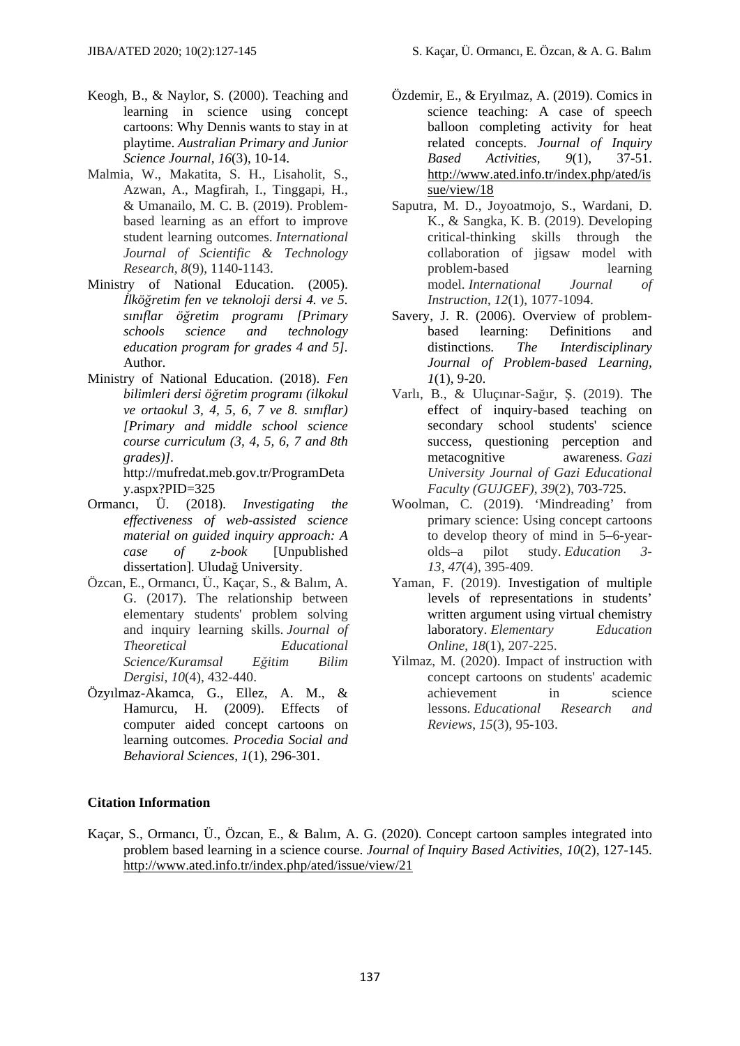Keogh, B., & Naylor, S. (2000). Teaching and learning in science using concept cartoons: Why Dennis wants to stay in at playtime. *Australian Primary and Junior Science Journal*, *16*(3), 10-14.

Malmia, W., Makatita, S. H., Lisaholit, S., Azwan, A., Magfirah, I., Tinggapi, H., & Umanailo, M. C. B. (2019). Problem-based learning as an effort to improve student learning outcomes. *International Journal of Scientific & Technology Research*, *8*(9), 1140-1143.

Ministry of National Education. (2005). *İlköğretim fen ve teknoloji dersi 4. ve 5. sınıflar öğretim programı [Primary schools science and technology education program for grades 4 and 5]*. Author.

Ministry of National Education. (2018). *Fen bilimleri dersi öğretim programı (ilkokul ve ortaokul 3, 4, 5, 6, 7 ve 8. sınıflar) [Primary and middle school science course curriculum (3, 4, 5, 6, 7 and 8th grades)]*. http://mufredat.meb.gov.tr/ProgramDetay.aspx?PID=325

Ormancı, Ü. (2018). *Investigating the effectiveness of web-assisted science material on guided inquiry approach: A case of z-book* [Unpublished dissertation]. Uludağ University.

Özcan, E., Ormancı, Ü., Kaçar, S., & Balım, A. G. (2017). The relationship between elementary students' problem solving and inquiry learning skills. *Journal of Theoretical Educational Science/Kuramsal Eğitim Bilim Dergisi*, *10*(4), 432-440.

Özyılmaz-Akamca, G., Ellez, A. M., & Hamurcu, H. (2009). Effects of computer aided concept cartoons on learning outcomes. *Procedia Social and Behavioral Sciences*, *1*(1), 296-301.

Özdemir, E., & Eryılmaz, A. (2019). Comics in science teaching: A case of speech balloon completing activity for heat related concepts. *Journal of Inquiry Based Activities*, *9*(1), 37-51. http://www.ated.info.tr/index.php/ated/issue/view/18

Saputra, M. D., Joyoatmojo, S., Wardani, D. K., & Sangka, K. B. (2019). Developing critical-thinking skills through the collaboration of jigsaw model with problem-based learning model. *International Journal of Instruction*, *12*(1), 1077-1094.

Savery, J. R. (2006). Overview of problem-based learning: Definitions and distinctions. *The Interdisciplinary Journal of Problem-based Learning*, *1*(1), 9-20.

Varlı, B., & Uluçınar-Sağır, Ş. (2019). The effect of inquiry-based teaching on secondary school students' science success, questioning perception and metacognitive awareness. *Gazi University Journal of Gazi Educational Faculty (GUJGEF)*, *39*(2), 703-725.

Woolman, C. (2019). 'Mindreading' from primary science: Using concept cartoons to develop theory of mind in 5–6-year-olds–a pilot study. *Education 3-13*, *47*(4), 395-409.

Yaman, F. (2019). Investigation of multiple levels of representations in students' written argument using virtual chemistry laboratory. *Elementary Education Online*, *18*(1), 207-225.

Yilmaz, M. (2020). Impact of instruction with concept cartoons on students' academic achievement in science lessons. *Educational Research and Reviews*, *15*(3), 95-103.

**Citation Information**

Kaçar, S., Ormancı, Ü., Özcan, E., & Balım, A. G. (2020). Concept cartoon samples integrated into problem based learning in a science course. *Journal of Inquiry Based Activities, 10*(2), 127-145. http://www.ated.info.tr/index.php/ated/issue/view/21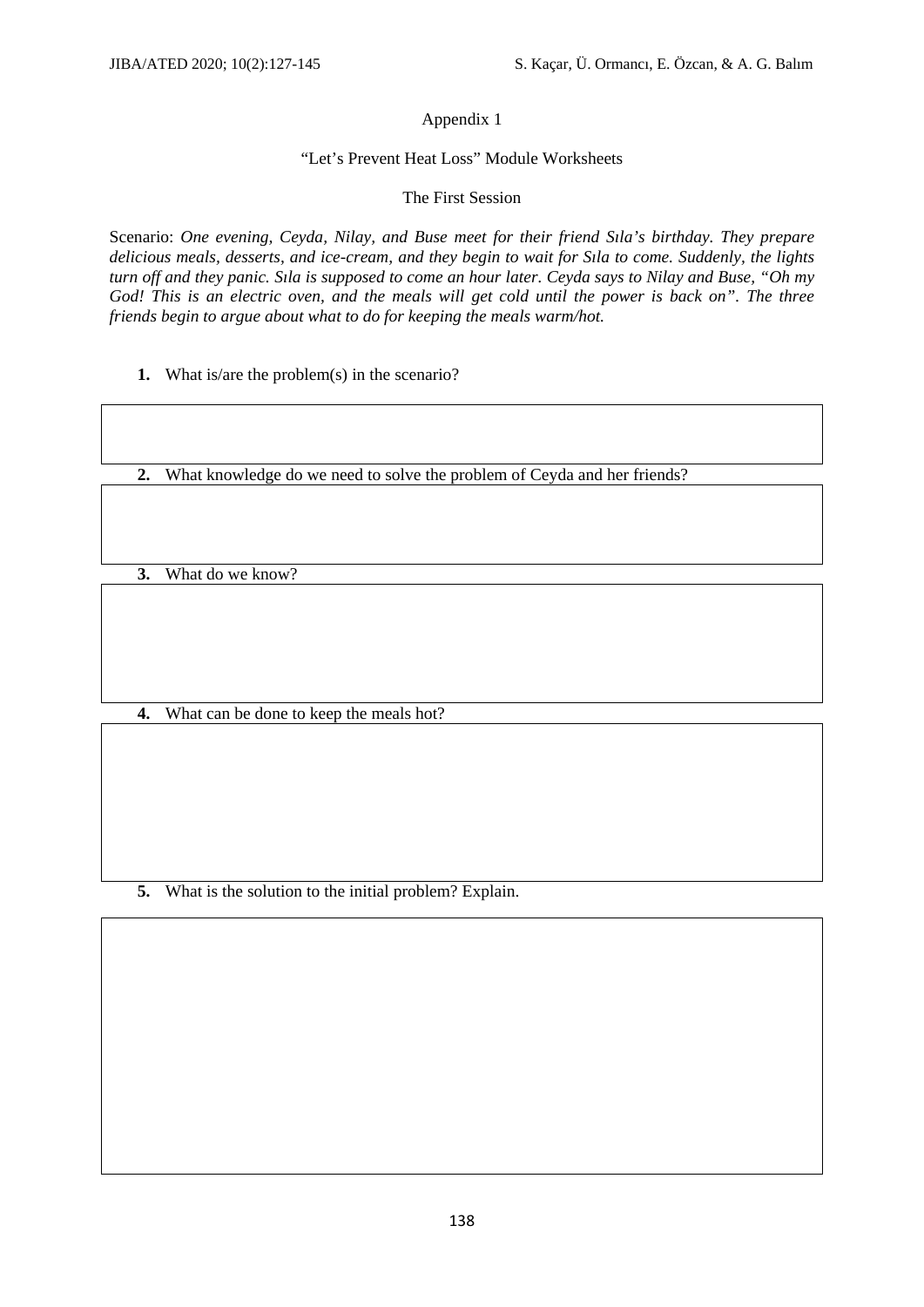Appendix 1

"Let's Prevent Heat Loss" Module Worksheets

The First Session

Scenario: *One evening, Ceyda, Nilay, and Buse meet for their friend Sıla's birthday. They prepare delicious meals, desserts, and ice-cream, and they begin to wait for Sıla to come. Suddenly, the lights turn off and they panic. Sıla is supposed to come an hour later. Ceyda says to Nilay and Buse, "Oh my God! This is an electric oven, and the meals will get cold until the power is back on". The three friends begin to argue about what to do for keeping the meals warm/hot.*

1. What is/are the problem(s) in the scenario?

2. What knowledge do we need to solve the problem of Ceyda and her friends?

3. What do we know?

4. What can be done to keep the meals hot?

5. What is the solution to the initial problem? Explain.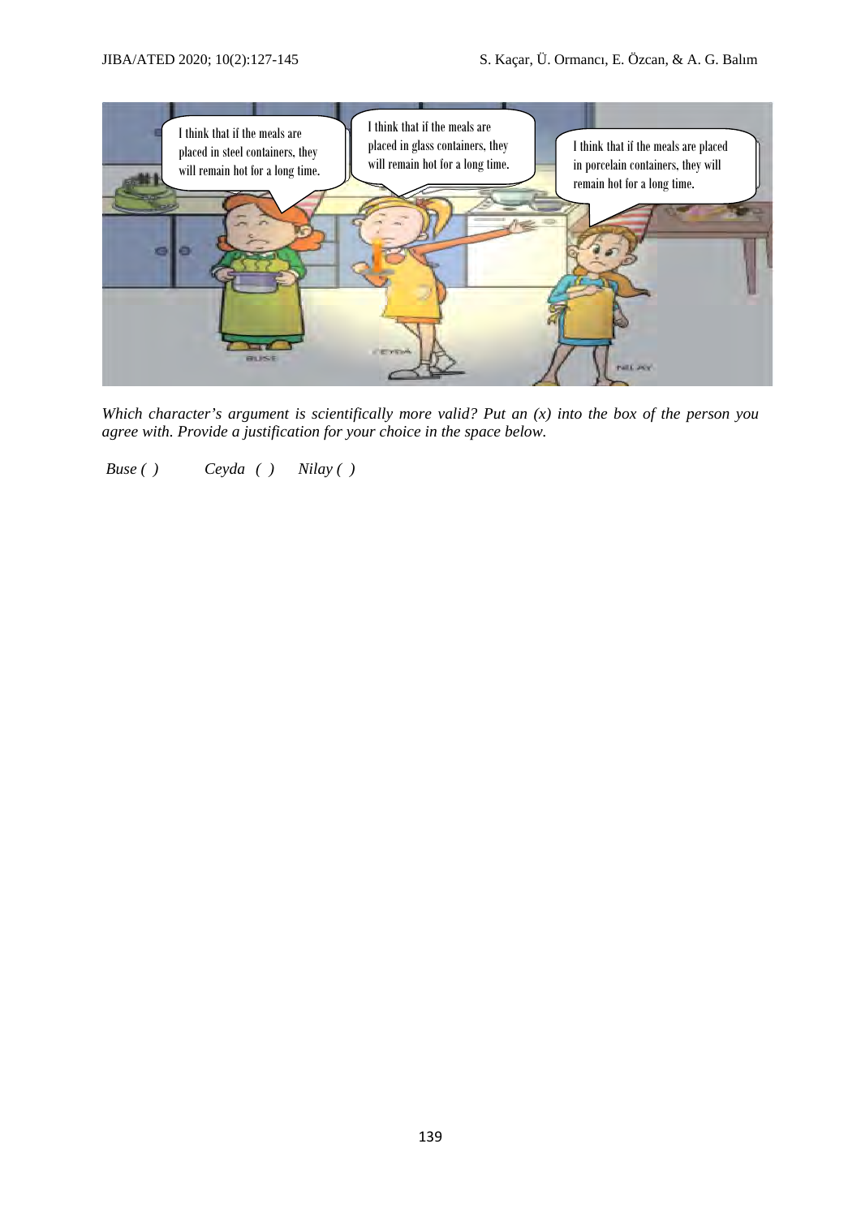I think that if the meals are placed in steel containers, they will remain hot for a long time.

I think that if the meals are placed in glass containers, they will remain hot for a long time.

I think that if the meals are placed in porcelain containers, they will remain hot for a long time.

BUSE CEYDA NILAY

*Which character's argument is scientifically more valid? Put an (x) into the box of the person you agree with. Provide a justification for your choice in the space below.*

*Buse ( )* *Ceyda ( )* *Nilay ( )*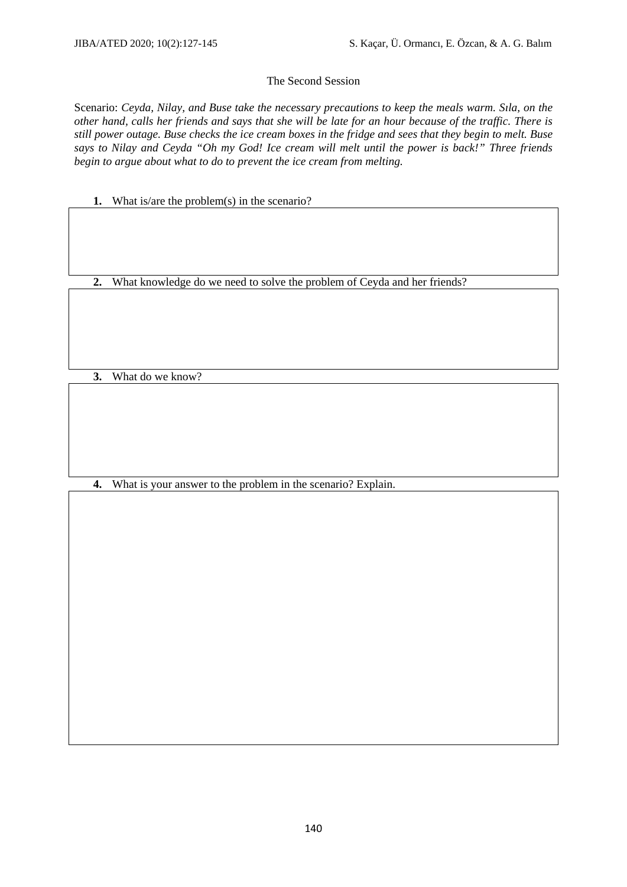The Second Session

Scenario: *Ceyda, Nilay, and Buse take the necessary precautions to keep the meals warm. Sıla, on the other hand, calls her friends and says that she will be late for an hour because of the traffic. There is still power outage. Buse checks the ice cream boxes in the fridge and sees that they begin to melt. Buse says to Nilay and Ceyda "Oh my God! Ice cream will melt until the power is back!" Three friends begin to argue about what to do to prevent the ice cream from melting.*

**1.** What is/are the problem(s) in the scenario?

**2.** What knowledge do we need to solve the problem of Ceyda and her friends?

**3.** What do we know?

**4.** What is your answer to the problem in the scenario? Explain.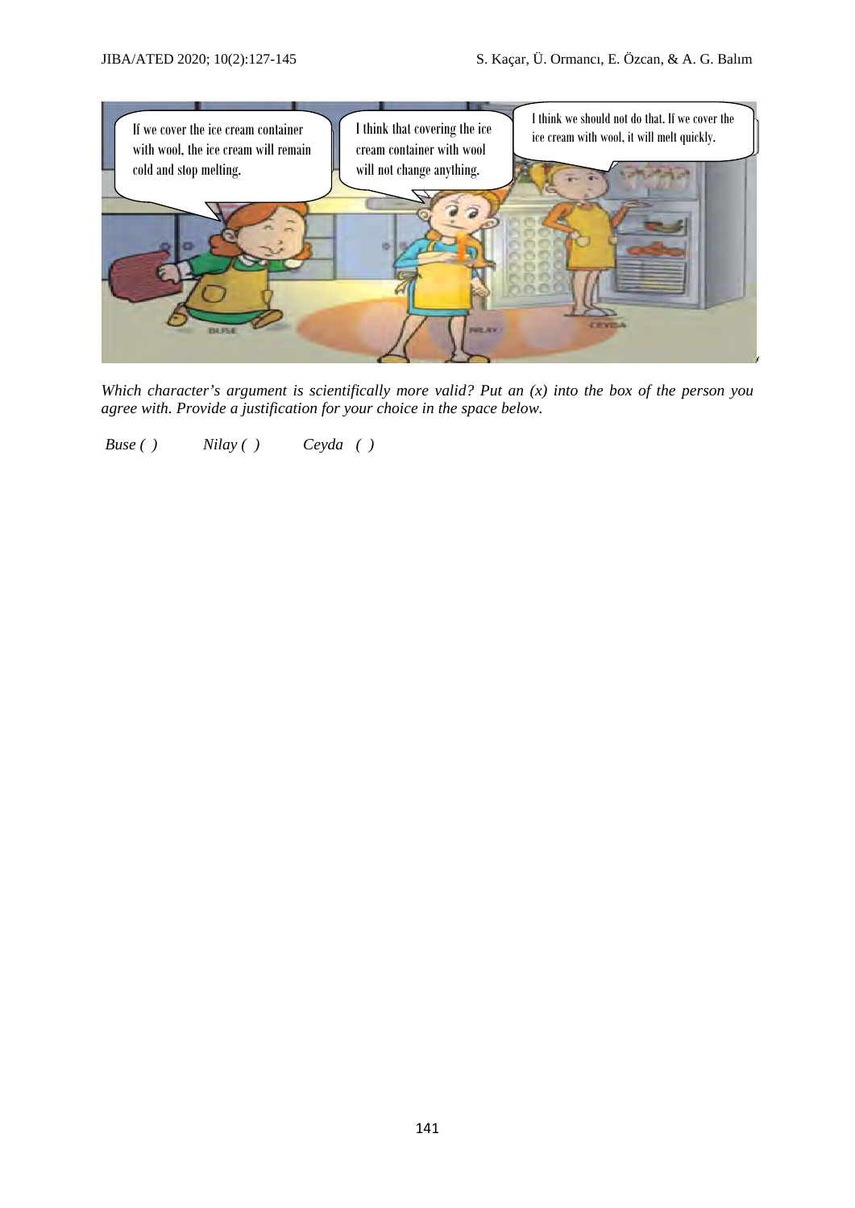Buse: If we cover the ice cream container with wool, the ice cream will remain cold and stop melting.

Nilay: I think that covering the ice cream container with wool will not change anything.

Ceyda: I think we should not do that. If we cover the ice cream with wool, it will melt quickly.

*Which character's argument is scientifically more valid? Put an (x) into the box of the person you agree with. Provide a justification for your choice in the space below.*

*Buse ( )* *Nilay ( )* *Ceyda ( )*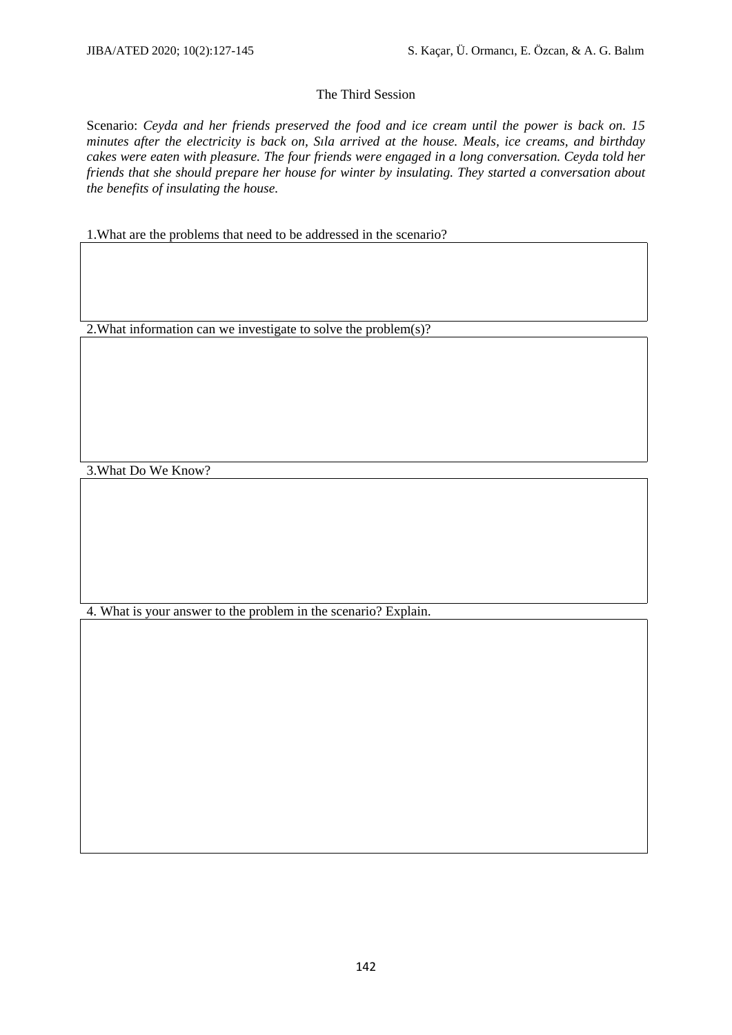The Third Session

Scenario: *Ceyda and her friends preserved the food and ice cream until the power is back on. 15 minutes after the electricity is back on, Sıla arrived at the house. Meals, ice creams, and birthday cakes were eaten with pleasure. The four friends were engaged in a long conversation. Ceyda told her friends that she should prepare her house for winter by insulating. They started a conversation about the benefits of insulating the house.*

1.What are the problems that need to be addressed in the scenario?

2.What information can we investigate to solve the problem(s)?

3.What Do We Know?

4. What is your answer to the problem in the scenario? Explain.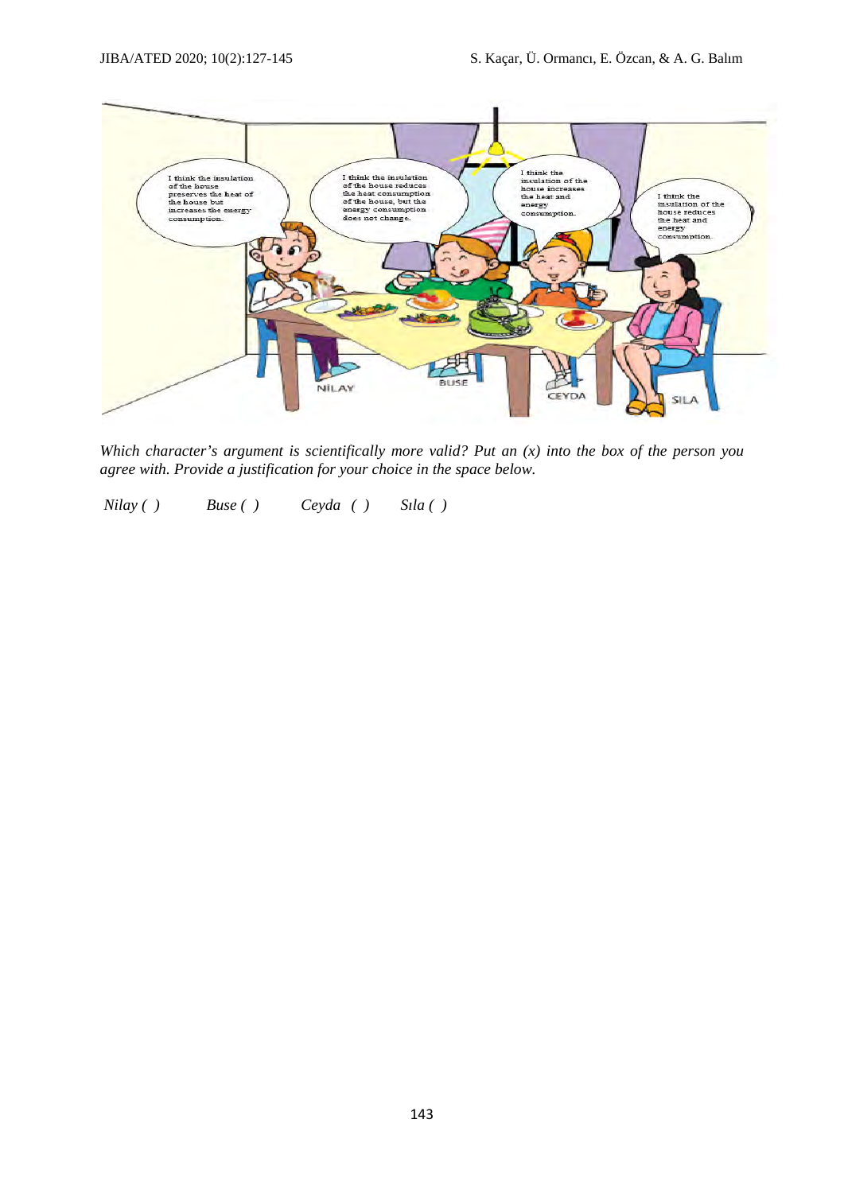I think the insulation of the house preserves the heat of the house but increases the energy consumption.

I think the insulation of the house reduces the heat consumption of the house, but the energy consumption does not change.

I think the insulation of the house increases the heat and energy consumption.

I think the insulation of the house reduces the heat and energy consumption.

NİLAY BUSE CEYDA SILA

*Which character's argument is scientifically more valid? Put an (x) into the box of the person you agree with. Provide a justification for your choice in the space below.*

*Nilay ( )* *Buse ( )* *Ceyda ( )* *Sıla ( )*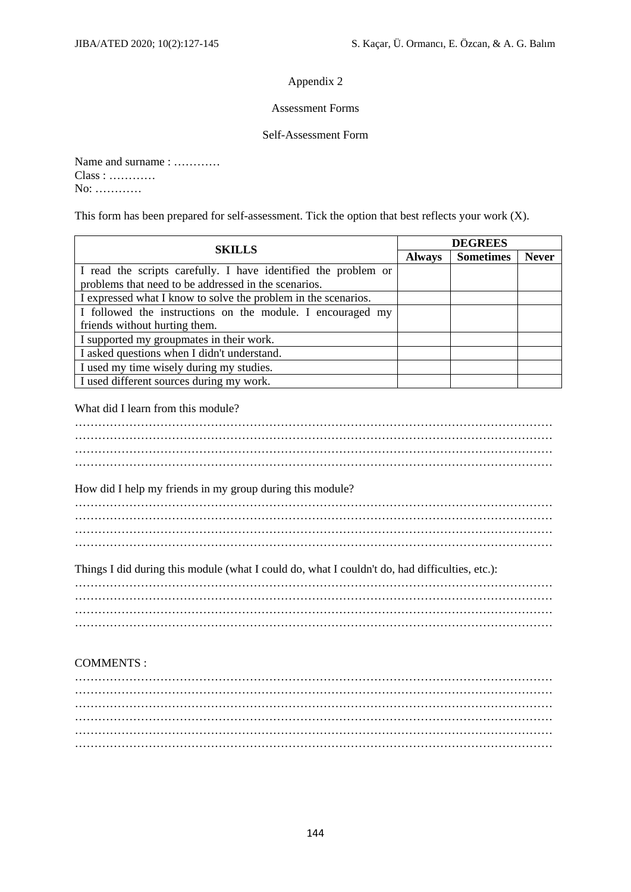Appendix 2

Assessment Forms

Self-Assessment Form

Name and surname : …………
Class : …………
No: …………

This form has been prepared for self-assessment. Tick the option that best reflects your work (X).

| SKILLS | DEGREES | | |
|---|---|---|---|
| | **Always** | **Sometimes** | **Never** |
| I read the scripts carefully. I have identified the problem or problems that need to be addressed in the scenarios. | | | |
| I expressed what I know to solve the problem in the scenarios. | | | |
| I followed the instructions on the module. I encouraged my friends without hurting them. | | | |
| I supported my groupmates in their work. | | | |
| I asked questions when I didn't understand. | | | |
| I used my time wisely during my studies. | | | |
| I used different sources during my work. | | | |

What did I learn from this module?

……………………………………………………………………………………………………………
……………………………………………………………………………………………………………
……………………………………………………………………………………………………………
……………………………………………………………………………………………………………

How did I help my friends in my group during this module?

……………………………………………………………………………………………………………
……………………………………………………………………………………………………………
……………………………………………………………………………………………………………
……………………………………………………………………………………………………………

Things I did during this module (what I could do, what I couldn't do, had difficulties, etc.):

……………………………………………………………………………………………………………
……………………………………………………………………………………………………………
……………………………………………………………………………………………………………
……………………………………………………………………………………………………………

COMMENTS :

……………………………………………………………………………………………………………
……………………………………………………………………………………………………………
……………………………………………………………………………………………………………
……………………………………………………………………………………………………………
……………………………………………………………………………………………………………
……………………………………………………………………………………………………………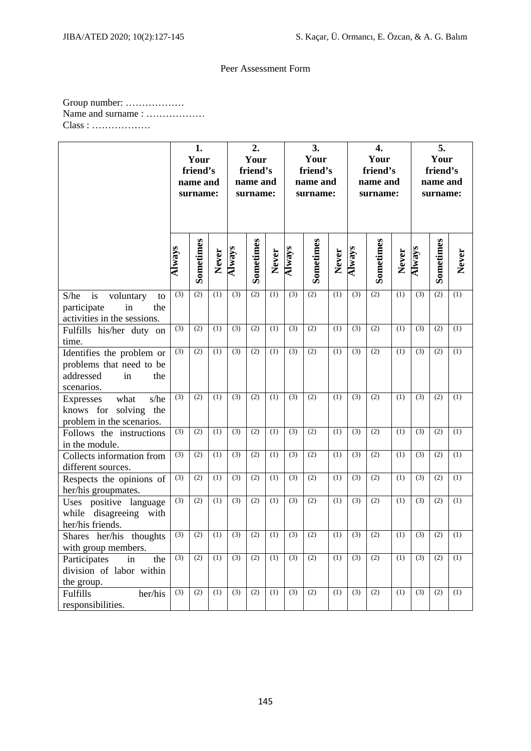Peer Assessment Form

Group number: ………………
Name and surname : ………………
Class : ………………

| | 1. Your friend's name and surname: | | | 2. Your friend's name and surname: | | | 3. Your friend's name and surname: | | | 4. Your friend's name and surname: | | | 5. Your friend's name and surname: | | |
|---|---|---|---|---|---|---|---|---|---|---|---|---|---|---|---|
| | **Always** | **Sometimes** | **Never** | **Always** | **Sometimes** | **Never** | **Always** | **Sometimes** | **Never** | **Always** | **Sometimes** | **Never** | **Always** | **Sometimes** | **Never** |
| S/he is voluntary to participate in the activities in the sessions. | (3) | (2) | (1) | (3) | (2) | (1) | (3) | (2) | (1) | (3) | (2) | (1) | (3) | (2) | (1) |
| Fulfills his/her duty on time. | (3) | (2) | (1) | (3) | (2) | (1) | (3) | (2) | (1) | (3) | (2) | (1) | (3) | (2) | (1) |
| Identifies the problem or problems that need to be addressed in the scenarios. | (3) | (2) | (1) | (3) | (2) | (1) | (3) | (2) | (1) | (3) | (2) | (1) | (3) | (2) | (1) |
| Expresses what s/he knows for solving the problem in the scenarios. | (3) | (2) | (1) | (3) | (2) | (1) | (3) | (2) | (1) | (3) | (2) | (1) | (3) | (2) | (1) |
| Follows the instructions in the module. | (3) | (2) | (1) | (3) | (2) | (1) | (3) | (2) | (1) | (3) | (2) | (1) | (3) | (2) | (1) |
| Collects information from different sources. | (3) | (2) | (1) | (3) | (2) | (1) | (3) | (2) | (1) | (3) | (2) | (1) | (3) | (2) | (1) |
| Respects the opinions of her/his groupmates. | (3) | (2) | (1) | (3) | (2) | (1) | (3) | (2) | (1) | (3) | (2) | (1) | (3) | (2) | (1) |
| Uses positive language while disagreeing with her/his friends. | (3) | (2) | (1) | (3) | (2) | (1) | (3) | (2) | (1) | (3) | (2) | (1) | (3) | (2) | (1) |
| Shares her/his thoughts with group members. | (3) | (2) | (1) | (3) | (2) | (1) | (3) | (2) | (1) | (3) | (2) | (1) | (3) | (2) | (1) |
| Participates in the division of labor within the group. | (3) | (2) | (1) | (3) | (2) | (1) | (3) | (2) | (1) | (3) | (2) | (1) | (3) | (2) | (1) |
| Fulfills her/his responsibilities. | (3) | (2) | (1) | (3) | (2) | (1) | (3) | (2) | (1) | (3) | (2) | (1) | (3) | (2) | (1) |